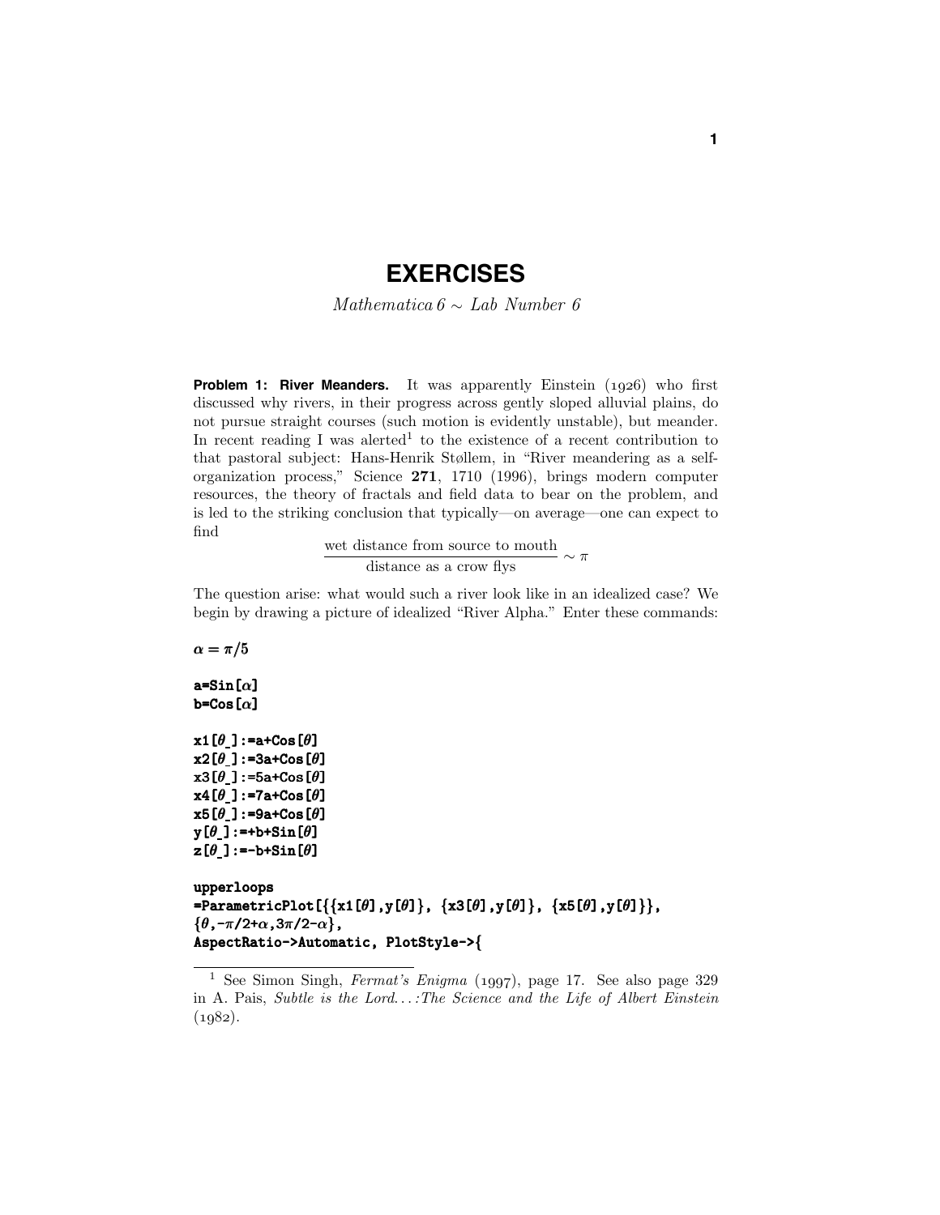# EXERCISES

*Mathematica 6 ~ Lab Number 6*

**Problem 1: River Meanders.** It was apparently Einstein (1926) who first discussed why rivers, in their progress across gently sloped alluvial plains, do not pursue straight courses (such motion is evidently unstable), but meander. In recent reading I was alerted[1] to the existence of a recent contribution to that pastoral subject: Hans-Henrik Støllem, in "River meandering as a self-organization process," Science **271**, 1710 (1996), brings modern computer resources, the theory of fractals and field data to bear on the problem, and is led to the striking conclusion that typically—on average—one can expect to find

$$\frac{\text{wet distance from source to mouth}}{\text{distance as a crow flys}} \sim \pi$$

The question arise: what would such a river look like in an idealized case? We begin by drawing a picture of idealized "River Alpha." Enter these commands:

```
α = π/5

a=Sin[α]
b=Cos[α]

x1[θ_]:=a+Cos[θ]
x2[θ_]:=3a+Cos[θ]
x3[θ_]:=5a+Cos[θ]
x4[θ_]:=7a+Cos[θ]
x5[θ_]:=9a+Cos[θ]
y[θ_]:=+b+Sin[θ]
z[θ_]:=-b+Sin[θ]

upperloops
=ParametricPlot[{{x1[θ],y[θ]}, {x3[θ],y[θ]}, {x5[θ],y[θ]}},
{θ,-π/2+α,3π/2-α},
AspectRatio->Automatic, PlotStyle->{
```

[1] See Simon Singh, *Fermat's Enigma* (1997), page 17. See also page 329 in A. Pais, *Subtle is the Lord...:The Science and the Life of Albert Einstein* (1982).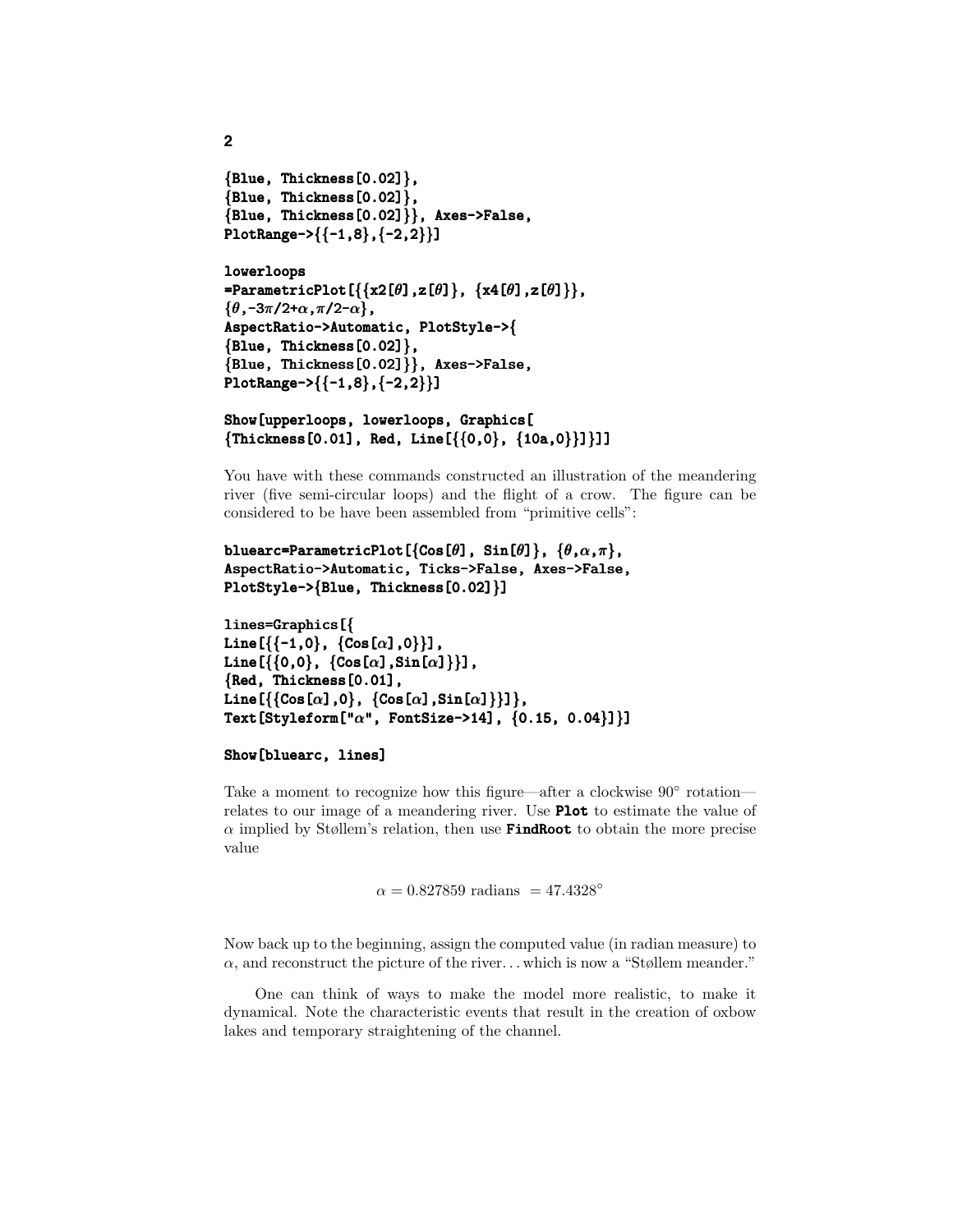```
{Blue, Thickness[0.02]},
{Blue, Thickness[0.02]},
{Blue, Thickness[0.02]}}, Axes->False,
PlotRange->{{-1,8},{-2,2}}]

lowerloops
=ParametricPlot[{{x2[θ],z[θ]}, {x4[θ],z[θ]}},
{θ,-3π/2+α,π/2-α},
AspectRatio->Automatic, PlotStyle->{
{Blue, Thickness[0.02]},
{Blue, Thickness[0.02]}}, Axes->False,
PlotRange->{{-1,8},{-2,2}}]

Show[upperloops, lowerloops, Graphics[
{Thickness[0.01], Red, Line[{{0,0}, {10a,0}}]}]]
```

You have with these commands constructed an illustration of the meandering river (five semi-circular loops) and the flight of a crow. The figure can be considered to be have been assembled from "primitive cells":

```
bluearc=ParametricPlot[{Cos[θ], Sin[θ]}, {θ,α,π},
AspectRatio->Automatic, Ticks->False, Axes->False,
PlotStyle->{Blue, Thickness[0.02]}]

lines=Graphics[{
Line[{{-1,0}, {Cos[α],0}}],
Line[{{0,0}, {Cos[α],Sin[α]}}],
{Red, Thickness[0.01],
Line[{{Cos[α],0}, {Cos[α],Sin[α]}}]},
Text[Styleform["α", FontSize->14], {0.15, 0.04}]}]

Show[bluearc, lines]
```

Take a moment to recognize how this figure—after a clockwise 90° rotation—relates to our image of a meandering river. Use **Plot** to estimate the value of $\alpha$ implied by Støllem's relation, then use **FindRoot** to obtain the more precise value

$$\alpha = 0.827859 \text{ radians } = 47.4328°$$

Now back up to the beginning, assign the computed value (in radian measure) to $\alpha$, and reconstruct the picture of the river... which is now a "Støllem meander."

One can think of ways to make the model more realistic, to make it dynamical. Note the characteristic events that result in the creation of oxbow lakes and temporary straightening of the channel.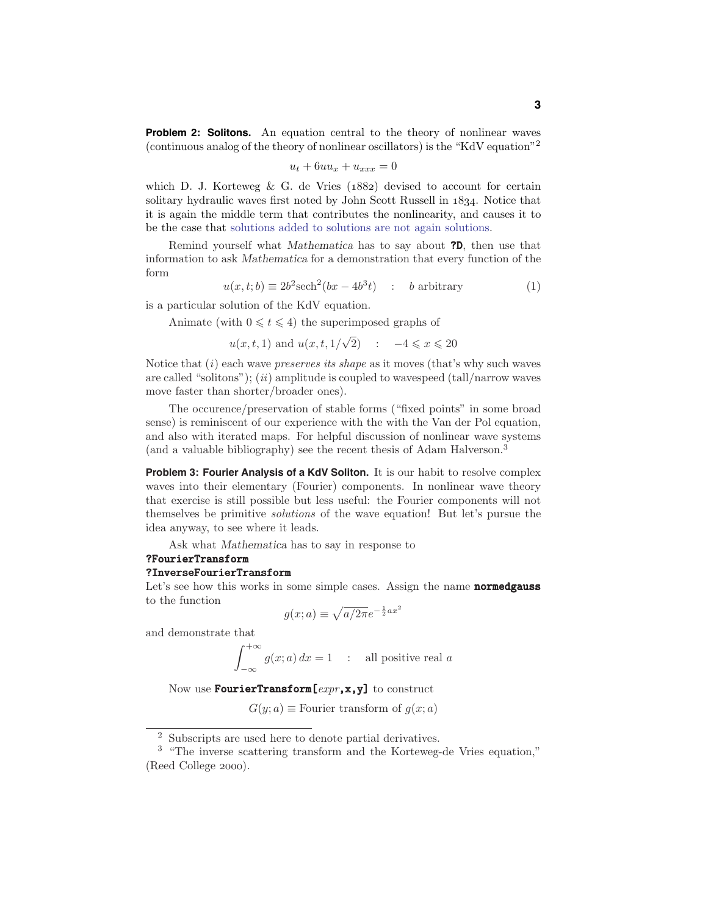**Problem 2: Solitons.** An equation central to the theory of nonlinear waves (continuous analog of the theory of nonlinear oscillators) is the "KdV equation"[2]

$$u_t + 6uu_x + u_{xxx} = 0$$

which D. J. Korteweg & G. de Vries (1882) devised to account for certain solitary hydraulic waves first noted by John Scott Russell in 1834. Notice that it is again the middle term that contributes the nonlinearity, and causes it to be the case that solutions added to solutions are not again solutions.

Remind yourself what *Mathematica* has to say about **?D**, then use that information to ask *Mathematica* for a demonstration that every function of the form

$$u(x, t; b) \equiv 2b^2 \text{sech}^2(bx - 4b^3 t) \quad : \quad b \text{ arbitrary} \tag{1}$$

is a particular solution of the KdV equation.

Animate (with $0 \leqslant t \leqslant 4$) the superimposed graphs of

$$u(x, t, 1) \text{ and } u(x, t, 1/\sqrt{2}) \quad : \quad -4 \leqslant x \leqslant 20$$

Notice that $(i)$ each wave *preserves its shape* as it moves (that's why such waves are called "solitons"); $(ii)$ amplitude is coupled to wavespeed (tall/narrow waves move faster than shorter/broader ones).

The occurence/preservation of stable forms ("fixed points" in some broad sense) is reminiscent of our experience with the with the Van der Pol equation, and also with iterated maps. For helpful discussion of nonlinear wave systems (and a valuable bibliography) see the recent thesis of Adam Halverson.[3]

**Problem 3: Fourier Analysis of a KdV Soliton.** It is our habit to resolve complex waves into their elementary (Fourier) components. In nonlinear wave theory that exercise is still possible but less useful: the Fourier components will not themselves be primitive *solutions* of the wave equation! But let's pursue the idea anyway, to see where it leads.

Ask what *Mathematica* has to say in response to

```
?FourierTransform
?InverseFourierTransform
```

Let's see how this works in some simple cases. Assign the name **normedgauss** to the function

$$g(x; a) \equiv \sqrt{a/2\pi}\, e^{-\frac{1}{2}ax^2}$$

and demonstrate that

$$\int_{-\infty}^{+\infty} g(x; a)\, dx = 1 \quad : \quad \text{all positive real } a$$

Now use **FourierTransform[***expr***,x,y]** to construct

$$G(y; a) \equiv \text{Fourier transform of } g(x; a)$$

[2] Subscripts are used here to denote partial derivatives.

[3] "The inverse scattering transform and the Korteweg-de Vries equation," (Reed College 2000).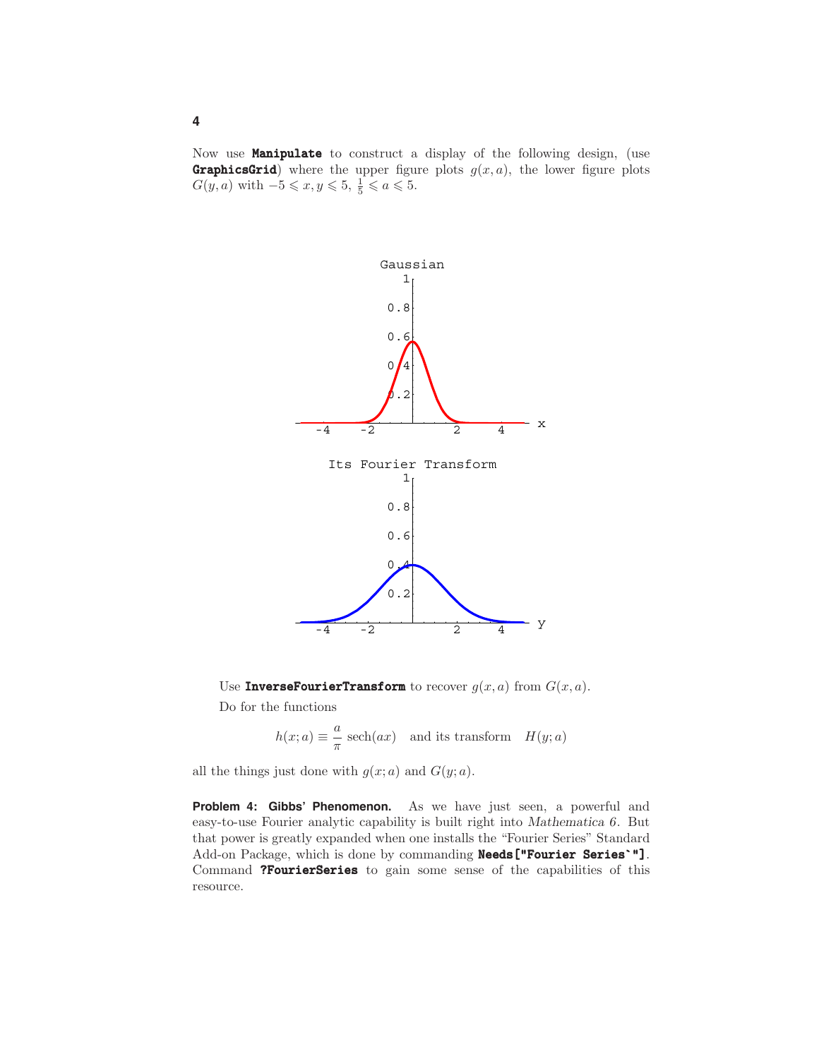Now use **Manipulate** to construct a display of the following design, (use **GraphicsGrid**) where the upper figure plots $g(x, a)$, the lower figure plots $G(y, a)$ with $-5 \leqslant x, y \leqslant 5$, $\frac{1}{5} \leqslant a \leqslant 5$.

Use **InverseFourierTransform** to recover $g(x, a)$ from $G(x, a)$.

Do for the functions

$$h(x; a) \equiv \frac{a}{\pi}\,\text{sech}(ax) \quad \text{and its transform} \quad H(y; a)$$

all the things just done with $g(x; a)$ and $G(y; a)$.

**Problem 4: Gibbs' Phenomenon.** As we have just seen, a powerful and easy-to-use Fourier analytic capability is built right into *Mathematica 6*. But that power is greatly expanded when one installs the "Fourier Series" Standard Add-on Package, which is done by commanding **Needs["Fourier Series`"]**. Command **?FourierSeries** to gain some sense of the capabilities of this resource.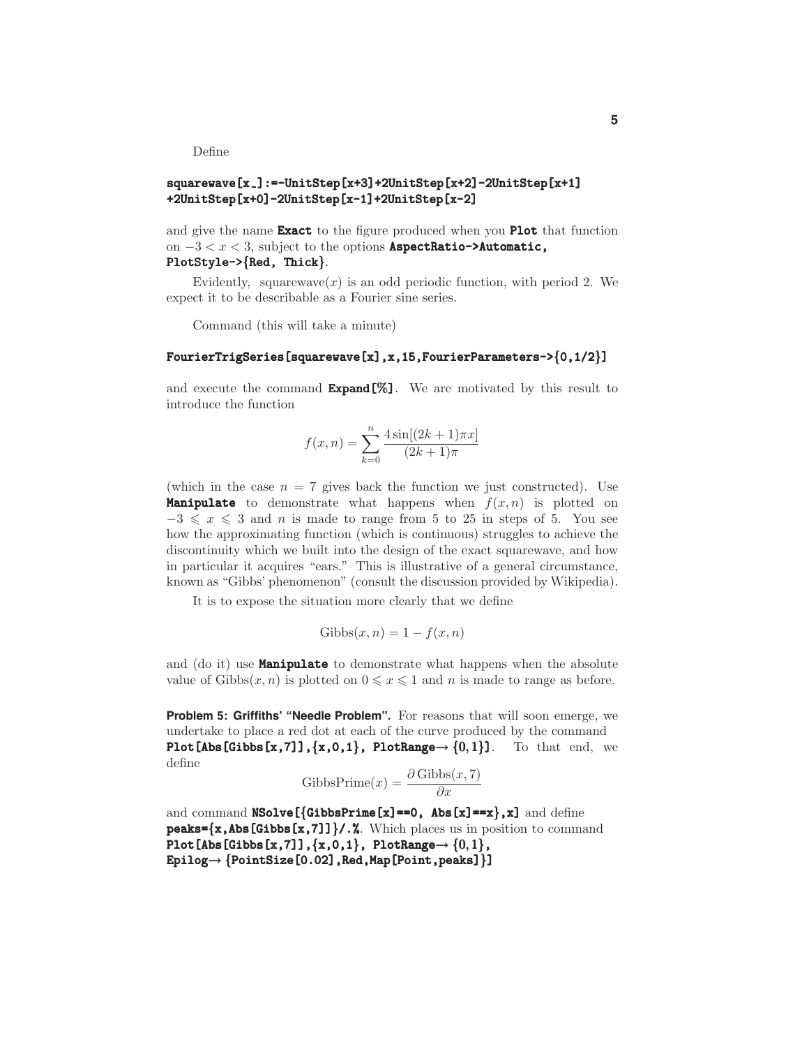Define

```
squarewave[x_]:=-UnitStep[x+3]+2UnitStep[x+2]-2UnitStep[x+1]
+2UnitStep[x+0]-2UnitStep[x-1]+2UnitStep[x-2]
```

and give the name **Exact** to the figure produced when you **Plot** that function on $-3 < x < 3$, subject to the options **AspectRatio->Automatic, PlotStyle->{Red, Thick}**.

Evidently, squarewave$(x)$ is an odd periodic function, with period 2. We expect it to be describable as a Fourier sine series.

Command (this will take a minute)

```
FourierTrigSeries[squarewave[x],x,15,FourierParameters->{0,1/2}]
```

and execute the command **Expand[%]**. We are motivated by this result to introduce the function

$$f(x,n) = \sum_{k=0}^{n} \frac{4\sin[(2k+1)\pi x]}{(2k+1)\pi}$$

(which in the case $n = 7$ gives back the function we just constructed). Use **Manipulate** to demonstrate what happens when $f(x,n)$ is plotted on $-3 \leqslant x \leqslant 3$ and $n$ is made to range from 5 to 25 in steps of 5. You see how the approximating function (which is continuous) struggles to achieve the discontinuity which we built into the design of the exact squarewave, and how in particular it acquires "ears." This is illustrative of a general circumstance, known as "Gibbs' phenomenon" (consult the discussion provided by Wikipedia).

It is to expose the situation more clearly that we define

$$\text{Gibbs}(x,n) = 1 - f(x,n)$$

and (do it) use **Manipulate** to demonstrate what happens when the absolute value of Gibbs$(x,n)$ is plotted on $0 \leqslant x \leqslant 1$ and $n$ is made to range as before.

**Problem 5: Griffiths' "Needle Problem".** For reasons that will soon emerge, we undertake to place a red dot at each of the curve produced by the command **Plot[Abs[Gibbs[x,7]],{x,0,1}, PlotRange→ {0,1}]**. To that end, we define

$$\text{GibbsPrime}(x) = \frac{\partial\,\text{Gibbs}(x,7)}{\partial x}$$

and command **NSolve[{GibbsPrime[x]==0, Abs[x]==x},x]** and define **peaks={x,Abs[Gibbs[x,7]]}/.%**. Which places us in position to command **Plot[Abs[Gibbs[x,7]],{x,0,1}, PlotRange→ {0,1}, Epilog→ {PointSize[0.02],Red,Map[Point,peaks]}]**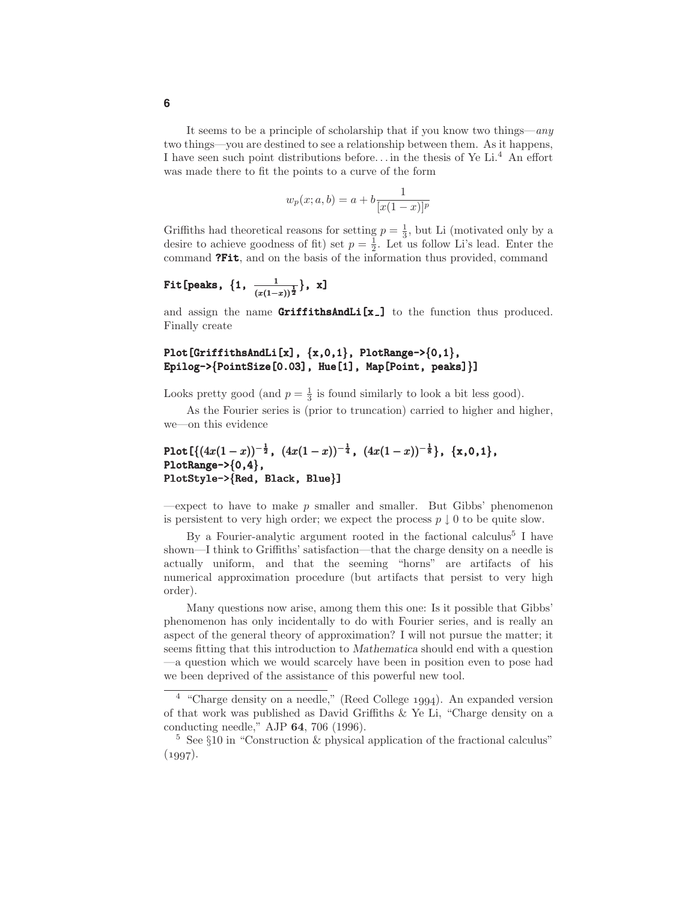It seems to be a principle of scholarship that if you know two things—*any* two things—you are destined to see a relationship between them. As it happens, I have seen such point distributions before. . . in the thesis of Ye Li.[4] An effort was made there to fit the points to a curve of the form

$$w_p(x; a, b) = a + b\frac{1}{[x(1-x)]^p}$$

Griffiths had theoretical reasons for setting $p = \frac{1}{3}$, but Li (motivated only by a desire to achieve goodness of fit) set $p = \frac{1}{2}$. Let us follow Li's lead. Enter the command **?Fit**, and on the basis of the information thus provided, command

```
Fit[peaks, {1, 1/(x(1-x))^(1/2)}, x]
```

and assign the name **GriffithsAndLi[x_]** to the function thus produced. Finally create

```
Plot[GriffithsAndLi[x], {x,0,1}, PlotRange->{0,1},
Epilog->{PointSize[0.03], Hue[1], Map[Point, peaks]}]
```

Looks pretty good (and $p = \frac{1}{3}$ is found similarly to look a bit less good).

As the Fourier series is (prior to truncation) carried to higher and higher, we—on this evidence

```
Plot[{(4x(1-x))^(-1/2), (4x(1-x))^(-1/4), (4x(1-x))^(-1/8)}, {x,0,1},
PlotRange->{0,4},
PlotStyle->{Red, Black, Blue}]
```

—expect to have to make $p$ smaller and smaller. But Gibbs' phenomenon is persistent to very high order; we expect the process $p \downarrow 0$ to be quite slow.

By a Fourier-analytic argument rooted in the factional calculus[5] I have shown—I think to Griffiths' satisfaction—that the charge density on a needle is actually uniform, and that the seeming "horns" are artifacts of his numerical approximation procedure (but artifacts that persist to very high order).

Many questions now arise, among them this one: Is it possible that Gibbs' phenomenon has only incidentally to do with Fourier series, and is really an aspect of the general theory of approximation? I will not pursue the matter; it seems fitting that this introduction to *Mathematica* should end with a question —a question which we would scarcely have been in position even to pose had we been deprived of the assistance of this powerful new tool.

---

[4] "Charge density on a needle," (Reed College 1994). An expanded version of that work was published as David Griffiths & Ye Li, "Charge density on a conducting needle," AJP **64**, 706 (1996).

[5] See §10 in "Construction & physical application of the fractional calculus" (1997).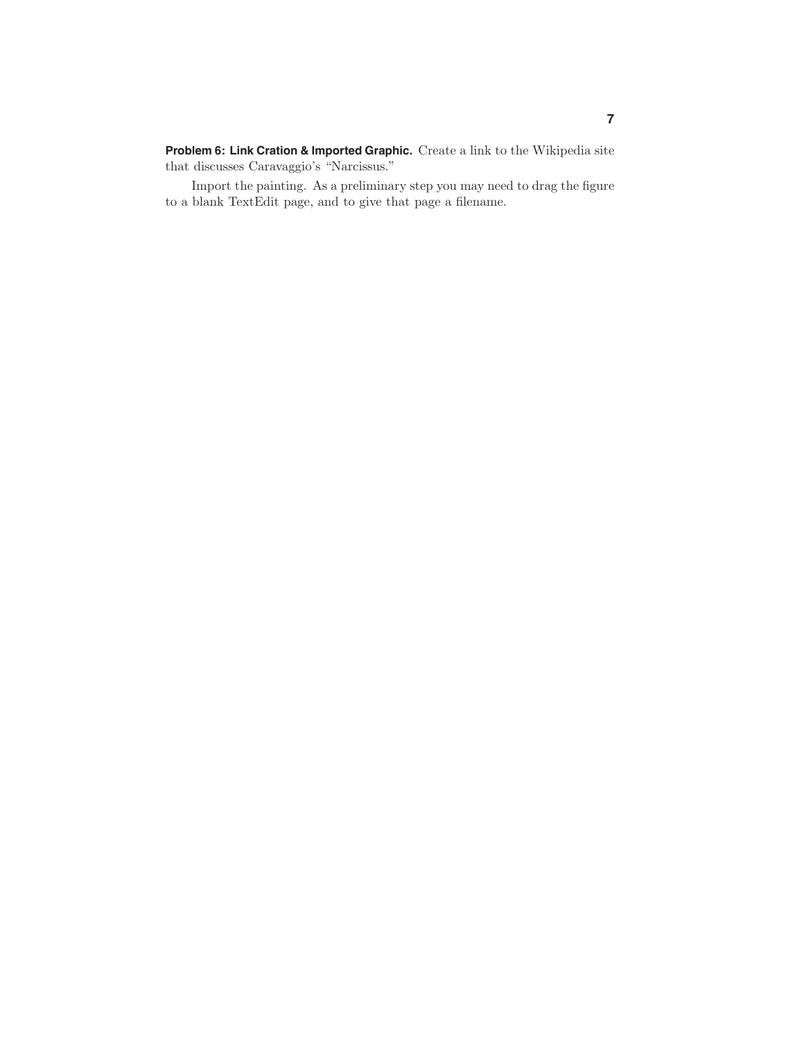**Problem 6: Link Cration & Imported Graphic.** Create a link to the Wikipedia site that discusses Caravaggio's "Narcissus."

Import the painting. As a preliminary step you may need to drag the figure to a blank TextEdit page, and to give that page a filename.